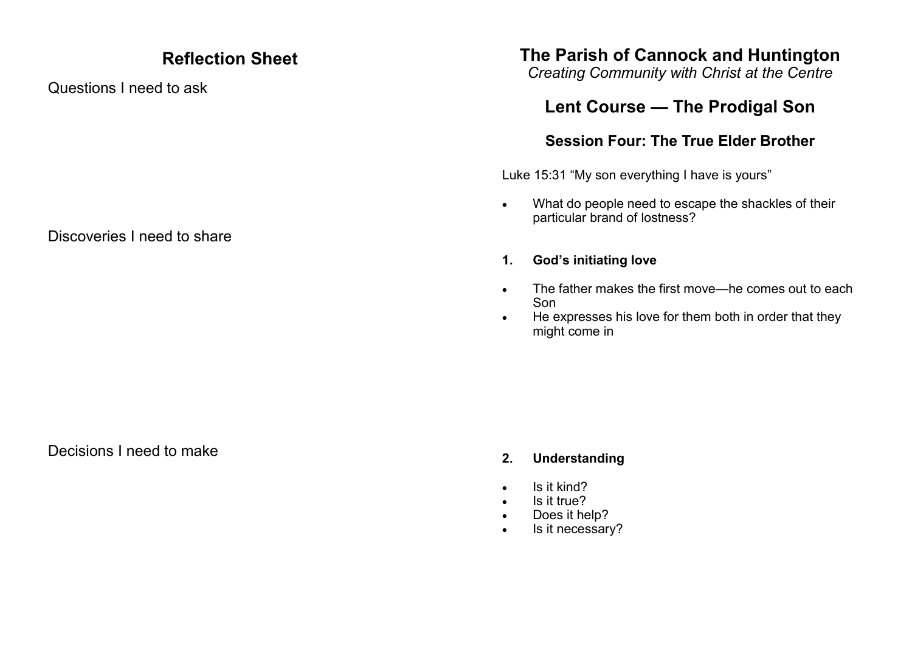## Reflection Sheet

Questions I need to ask

Discoveries I need to share

Decisions I need to make

# The Parish of Cannock and Huntington

*Creating Community with Christ at the Centre*

## Lent Course — The Prodigal Son

### Session Four: The True Elder Brother

Luke 15:31 “My son everything I have is yours”

- What do people need to escape the shackles of their particular brand of lostness?

**1. God’s initiating love**

- The father makes the first move—he comes out to each Son
- He expresses his love for them both in order that they might come in

**2. Understanding**

- Is it kind?
- Is it true?
- Does it help?
- Is it necessary?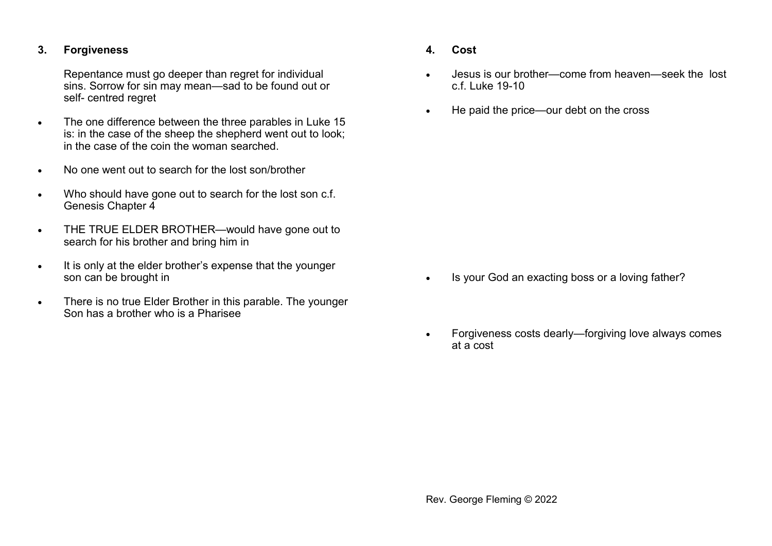### 3. Forgiveness

Repentance must go deeper than regret for individual sins. Sorrow for sin may mean—sad to be found out or self- centred regret

- The one difference between the three parables in Luke 15 is: in the case of the sheep the shepherd went out to look; in the case of the coin the woman searched.
- No one went out to search for the lost son/brother
- Who should have gone out to search for the lost son c.f. Genesis Chapter 4
- THE TRUE ELDER BROTHER—would have gone out to search for his brother and bring him in
- It is only at the elder brother's expense that the younger son can be brought in
- There is no true Elder Brother in this parable. The younger Son has a brother who is a Pharisee

### 4. Cost

- Jesus is our brother—come from heaven—seek the lost c.f. Luke 19-10
- He paid the price—our debt on the cross
- Is your God an exacting boss or a loving father?
- Forgiveness costs dearly—forgiving love always comes at a cost

Rev. George Fleming © 2022